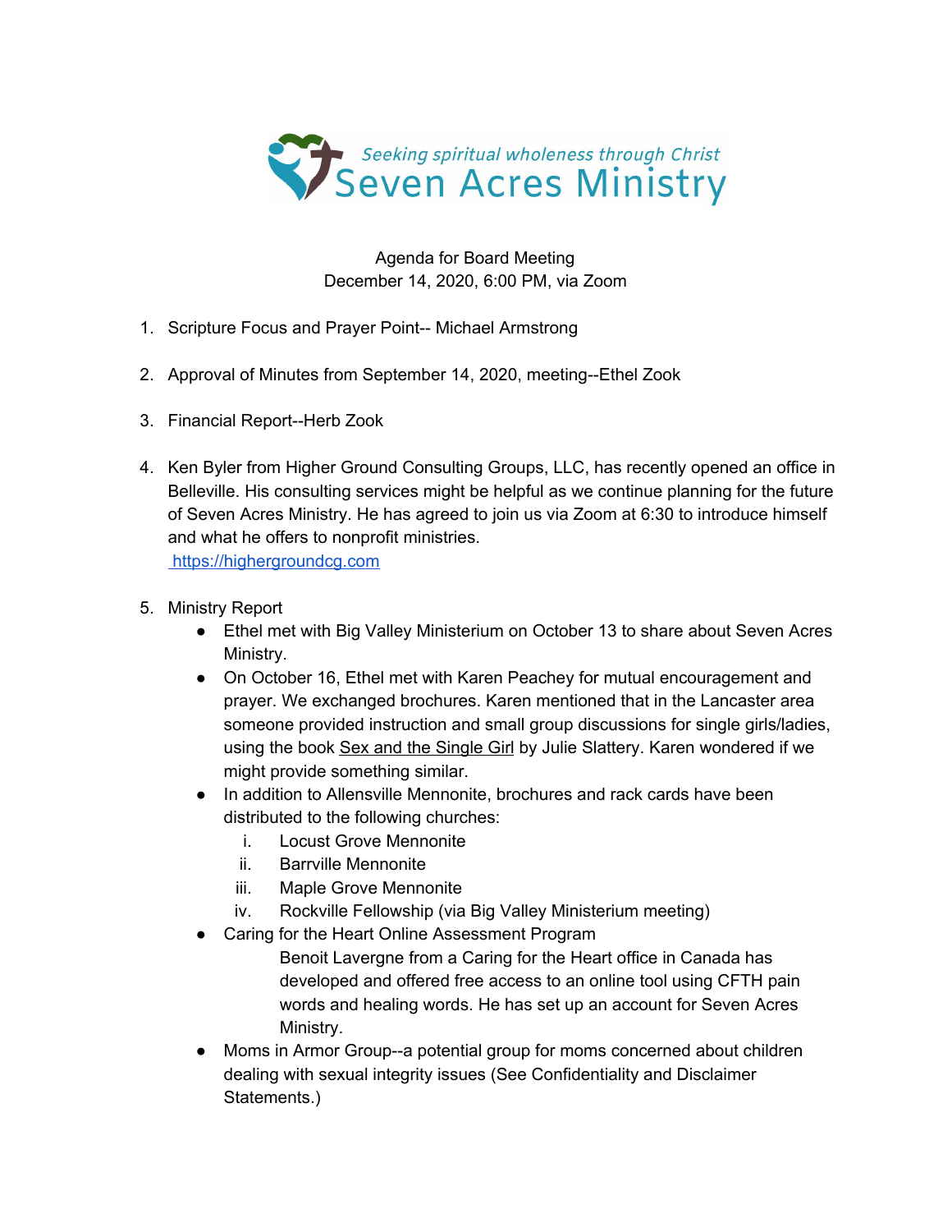Seeking spiritual wholeness through Christ

Seven Acres Ministry

Agenda for Board Meeting
December 14, 2020, 6:00 PM, via Zoom

1. Scripture Focus and Prayer Point-- Michael Armstrong

2. Approval of Minutes from September 14, 2020, meeting--Ethel Zook

3. Financial Report--Herb Zook

4. Ken Byler from Higher Ground Consulting Groups, LLC, has recently opened an office in Belleville. His consulting services might be helpful as we continue planning for the future of Seven Acres Ministry. He has agreed to join us via Zoom at 6:30 to introduce himself and what he offers to nonprofit ministries.
   https://highergroundcg.com

5. Ministry Report
   - Ethel met with Big Valley Ministerium on October 13 to share about Seven Acres Ministry.
   - On October 16, Ethel met with Karen Peachey for mutual encouragement and prayer. We exchanged brochures. Karen mentioned that in the Lancaster area someone provided instruction and small group discussions for single girls/ladies, using the book Sex and the Single Girl by Julie Slattery. Karen wondered if we might provide something similar.
   - In addition to Allensville Mennonite, brochures and rack cards have been distributed to the following churches:
     i. Locust Grove Mennonite
     ii. Barrville Mennonite
     iii. Maple Grove Mennonite
     iv. Rockville Fellowship (via Big Valley Ministerium meeting)
   - Caring for the Heart Online Assessment Program

     Benoit Lavergne from a Caring for the Heart office in Canada has developed and offered free access to an online tool using CFTH pain words and healing words. He has set up an account for Seven Acres Ministry.
   - Moms in Armor Group--a potential group for moms concerned about children dealing with sexual integrity issues (See Confidentiality and Disclaimer Statements.)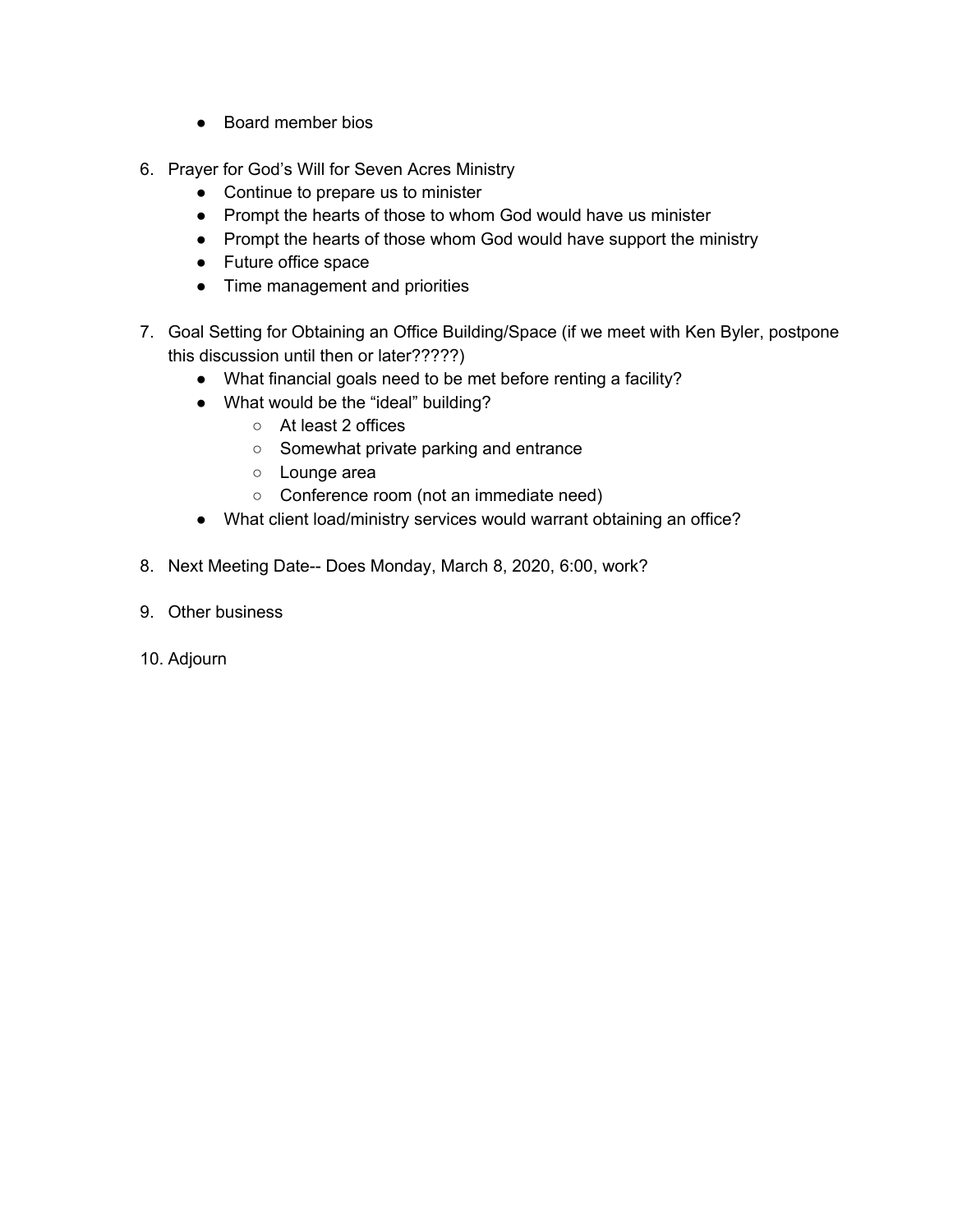- Board member bios

6. Prayer for God's Will for Seven Acres Ministry
    - Continue to prepare us to minister
    - Prompt the hearts of those to whom God would have us minister
    - Prompt the hearts of those whom God would have support the ministry
    - Future office space
    - Time management and priorities

7. Goal Setting for Obtaining an Office Building/Space (if we meet with Ken Byler, postpone this discussion until then or later?????)
    - What financial goals need to be met before renting a facility?
    - What would be the "ideal" building?
        - At least 2 offices
        - Somewhat private parking and entrance
        - Lounge area
        - Conference room (not an immediate need)
    - What client load/ministry services would warrant obtaining an office?

8. Next Meeting Date-- Does Monday, March 8, 2020, 6:00, work?

9. Other business

10. Adjourn